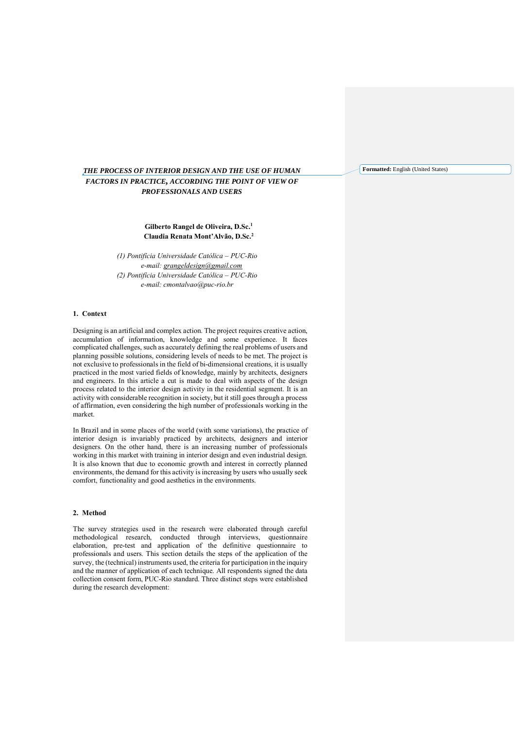***THE PROCESS OF INTERIOR DESIGN AND THE USE OF HUMAN FACTORS IN PRACTICE, ACCORDING THE POINT OF VIEW OF PROFESSIONALS AND USERS***

**Gilberto Rangel de Oliveira, D.Sc.[1]**
**Claudia Renata Mont'Alvão, D.Sc.[2]**

*(1) Pontifícia Universidade Católica – PUC-Rio*
*e-mail: grangeldesign@gmail.com*
*(2) Pontifícia Universidade Católica – PUC-Rio*
*e-mail: cmontalvao@puc-rio.br*

## 1. Context

Designing is an artificial and complex action. The project requires creative action, accumulation of information, knowledge and some experience. It faces complicated challenges, such as accurately defining the real problems of users and planning possible solutions, considering levels of needs to be met. The project is not exclusive to professionals in the field of bi-dimensional creations, it is usually practiced in the most varied fields of knowledge, mainly by architects, designers and engineers. In this article a cut is made to deal with aspects of the design process related to the interior design activity in the residential segment. It is an activity with considerable recognition in society, but it still goes through a process of affirmation, even considering the high number of professionals working in the market.

In Brazil and in some places of the world (with some variations), the practice of interior design is invariably practiced by architects, designers and interior designers. On the other hand, there is an increasing number of professionals working in this market with training in interior design and even industrial design. It is also known that due to economic growth and interest in correctly planned environments, the demand for this activity is increasing by users who usually seek comfort, functionality and good aesthetics in the environments.

## 2. Method

The survey strategies used in the research were elaborated through careful methodological research, conducted through interviews, questionnaire elaboration, pre-test and application of the definitive questionnaire to professionals and users. This section details the steps of the application of the survey, the (technical) instruments used, the criteria for participation in the inquiry and the manner of application of each technique. All respondents signed the data collection consent form, PUC-Rio standard. Three distinct steps were established during the research development: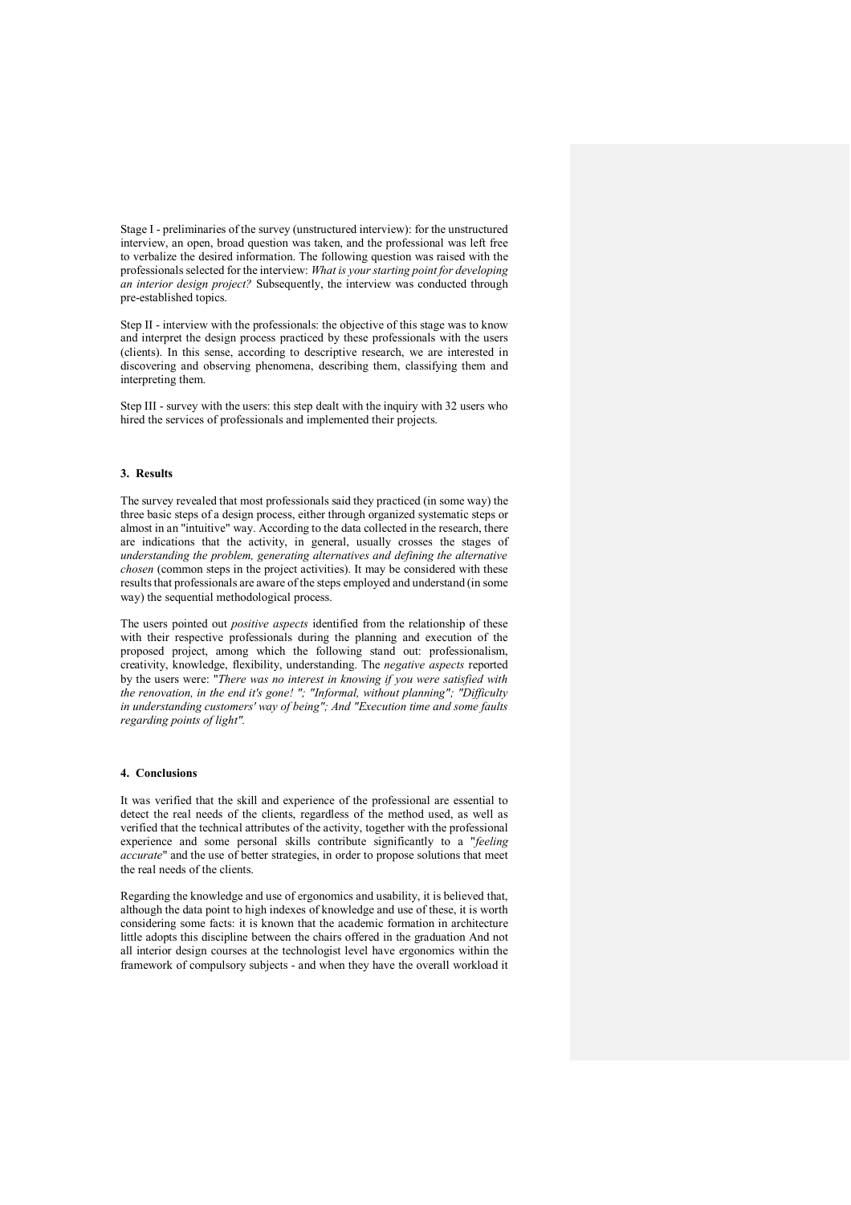Stage I - preliminaries of the survey (unstructured interview): for the unstructured interview, an open, broad question was taken, and the professional was left free to verbalize the desired information. The following question was raised with the professionals selected for the interview: *What is your starting point for developing an interior design project?* Subsequently, the interview was conducted through pre-established topics.

Step II - interview with the professionals: the objective of this stage was to know and interpret the design process practiced by these professionals with the users (clients). In this sense, according to descriptive research, we are interested in discovering and observing phenomena, describing them, classifying them and interpreting them.

Step III - survey with the users: this step dealt with the inquiry with 32 users who hired the services of professionals and implemented their projects.

## 3. Results

The survey revealed that most professionals said they practiced (in some way) the three basic steps of a design process, either through organized systematic steps or almost in an "intuitive" way. According to the data collected in the research, there are indications that the activity, in general, usually crosses the stages of *understanding the problem, generating alternatives and defining the alternative chosen* (common steps in the project activities). It may be considered with these results that professionals are aware of the steps employed and understand (in some way) the sequential methodological process.

The users pointed out *positive aspects* identified from the relationship of these with their respective professionals during the planning and execution of the proposed project, among which the following stand out: professionalism, creativity, knowledge, flexibility, understanding. The *negative aspects* reported by the users were: "*There was no interest in knowing if you were satisfied with the renovation, in the end it's gone! "; "Informal, without planning"; "Difficulty in understanding customers' way of being"; And "Execution time and some faults regarding points of light".*

## 4. Conclusions

It was verified that the skill and experience of the professional are essential to detect the real needs of the clients, regardless of the method used, as well as verified that the technical attributes of the activity, together with the professional experience and some personal skills contribute significantly to a "*feeling accurate*" and the use of better strategies, in order to propose solutions that meet the real needs of the clients.

Regarding the knowledge and use of ergonomics and usability, it is believed that, although the data point to high indexes of knowledge and use of these, it is worth considering some facts: it is known that the academic formation in architecture little adopts this discipline between the chairs offered in the graduation And not all interior design courses at the technologist level have ergonomics within the framework of compulsory subjects - and when they have the overall workload it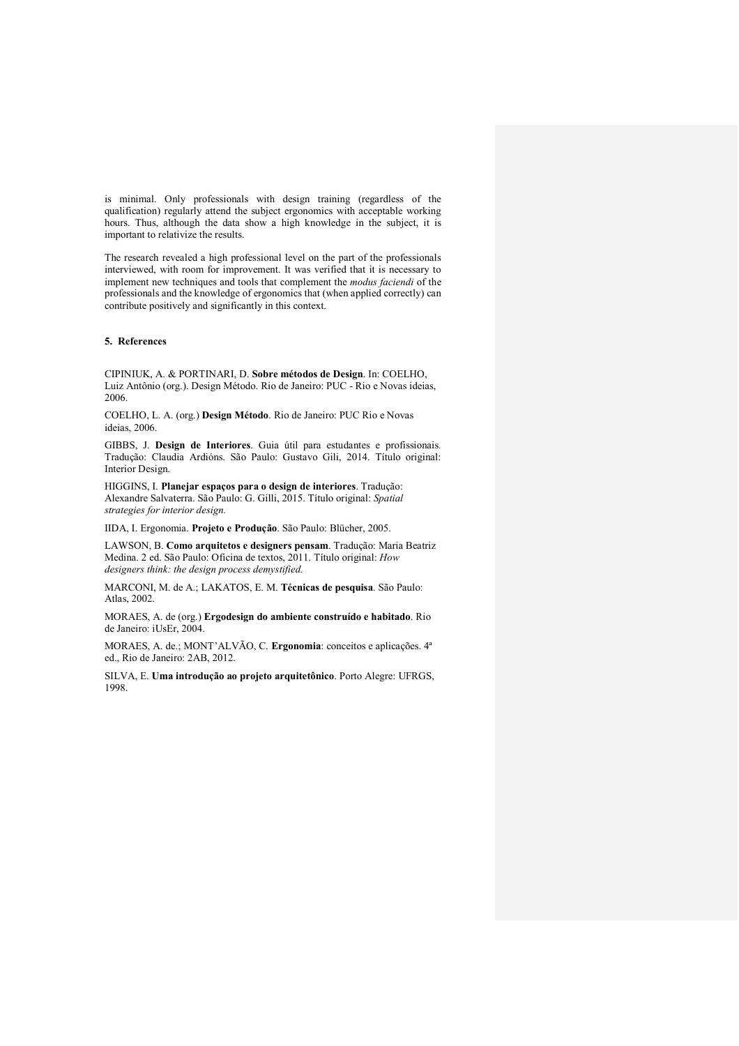is minimal. Only professionals with design training (regardless of the qualification) regularly attend the subject ergonomics with acceptable working hours. Thus, although the data show a high knowledge in the subject, it is important to relativize the results.

The research revealed a high professional level on the part of the professionals interviewed, with room for improvement. It was verified that it is necessary to implement new techniques and tools that complement the *modus faciendi* of the professionals and the knowledge of ergonomics that (when applied correctly) can contribute positively and significantly in this context.

## 5. References

CIPINIUK, A. & PORTINARI, D. **Sobre métodos de Design**. In: COELHO, Luiz Antônio (org.). Design Método. Rio de Janeiro: PUC - Rio e Novas ideias, 2006.

COELHO, L. A. (org.) **Design Método**. Rio de Janeiro: PUC Rio e Novas ideias, 2006.

GIBBS, J. **Design de Interiores**. Guia útil para estudantes e profissionais. Tradução: Claudia Ardións. São Paulo: Gustavo Gili, 2014. Título original: Interior Design.

HIGGINS, I. **Planejar espaços para o design de interiores**. Tradução: Alexandre Salvaterra. São Paulo: G. Gilli, 2015. Título original: *Spatial strategies for interior design.*

IIDA, I. Ergonomia. **Projeto e Produção**. São Paulo: Blücher, 2005.

LAWSON, B. **Como arquitetos e designers pensam**. Tradução: Maria Beatriz Medina. 2 ed. São Paulo: Oficina de textos, 2011. Título original: *How designers think: the design process demystified.*

MARCONI, M. de A.; LAKATOS, E. M. **Técnicas de pesquisa**. São Paulo: Atlas, 2002.

MORAES, A. de (org.) **Ergodesign do ambiente construído e habitado**. Rio de Janeiro: iUsEr, 2004.

MORAES, A. de.; MONT'ALVÃO, C. **Ergonomia**: conceitos e aplicações. 4ª ed., Rio de Janeiro: 2AB, 2012.

SILVA, E. **Uma introdução ao projeto arquitetônico**. Porto Alegre: UFRGS, 1998.